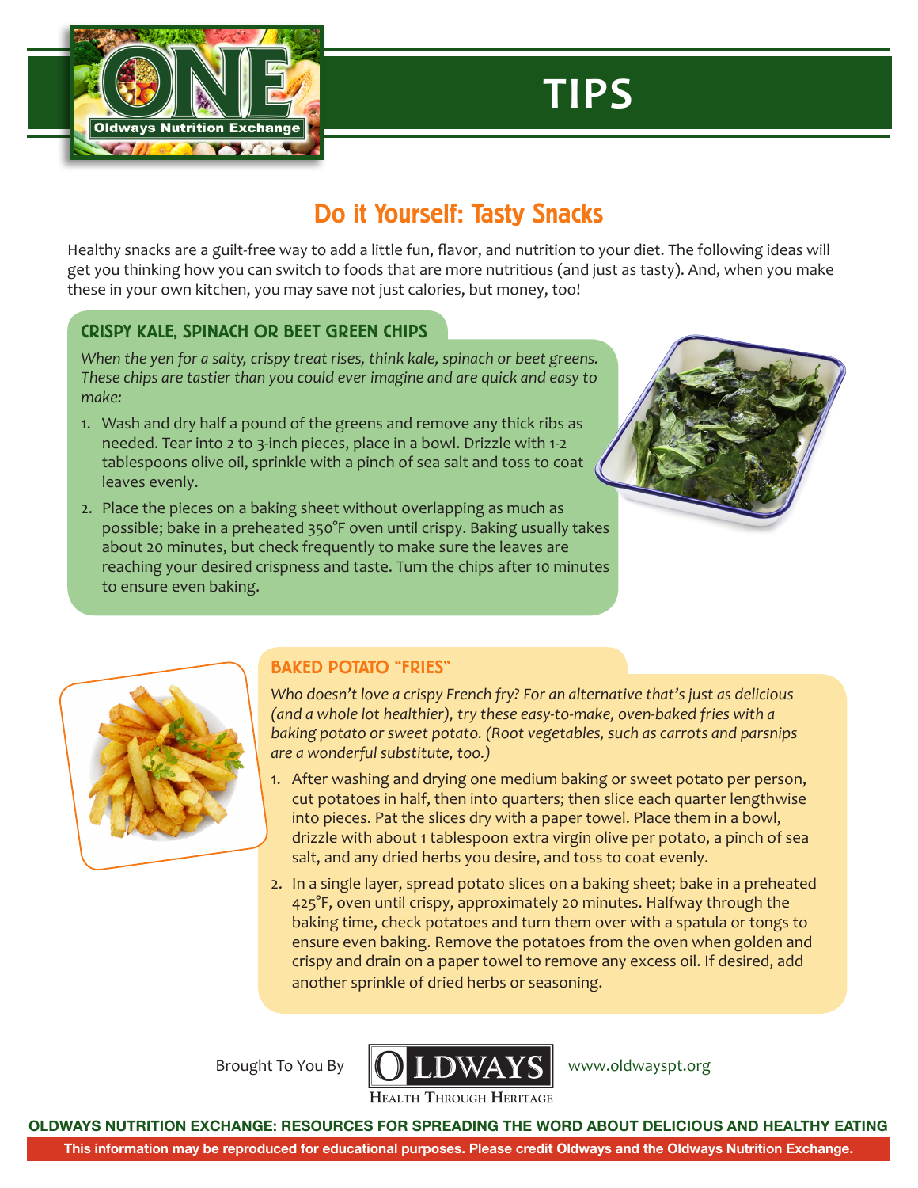# TIPS

## Do it Yourself: Tasty Snacks

Healthy snacks are a guilt-free way to add a little fun, flavor, and nutrition to your diet. The following ideas will get you thinking how you can switch to foods that are more nutritious (and just as tasty). And, when you make these in your own kitchen, you may save not just calories, but money, too!

### CRISPY KALE, SPINACH OR BEET GREEN CHIPS

*When the yen for a salty, crispy treat rises, think kale, spinach or beet greens. These chips are tastier than you could ever imagine and are quick and easy to make:*

1. Wash and dry half a pound of the greens and remove any thick ribs as needed. Tear into 2 to 3-inch pieces, place in a bowl. Drizzle with 1-2 tablespoons olive oil, sprinkle with a pinch of sea salt and toss to coat leaves evenly.
2. Place the pieces on a baking sheet without overlapping as much as possible; bake in a preheated 350°F oven until crispy. Baking usually takes about 20 minutes, but check frequently to make sure the leaves are reaching your desired crispness and taste. Turn the chips after 10 minutes to ensure even baking.

### BAKED POTATO "FRIES"

*Who doesn't love a crispy French fry? For an alternative that's just as delicious (and a whole lot healthier), try these easy-to-make, oven-baked fries with a baking potato or sweet potato. (Root vegetables, such as carrots and parsnips are a wonderful substitute, too.)*

1. After washing and drying one medium baking or sweet potato per person, cut potatoes in half, then into quarters; then slice each quarter lengthwise into pieces. Pat the slices dry with a paper towel. Place them in a bowl, drizzle with about 1 tablespoon extra virgin olive per potato, a pinch of sea salt, and any dried herbs you desire, and toss to coat evenly.
2. In a single layer, spread potato slices on a baking sheet; bake in a preheated 425°F, oven until crispy, approximately 20 minutes. Halfway through the baking time, check potatoes and turn them over with a spatula or tongs to ensure even baking. Remove the potatoes from the oven when golden and crispy and drain on a paper towel to remove any excess oil. If desired, add another sprinkle of dried herbs or seasoning.

Brought To You By OLDWAYS Health Through Heritage www.oldwayspt.org

**OLDWAYS NUTRITION EXCHANGE: RESOURCES FOR SPREADING THE WORD ABOUT DELICIOUS AND HEALTHY EATING**

**This information may be reproduced for educational purposes. Please credit Oldways and the Oldways Nutrition Exchange.**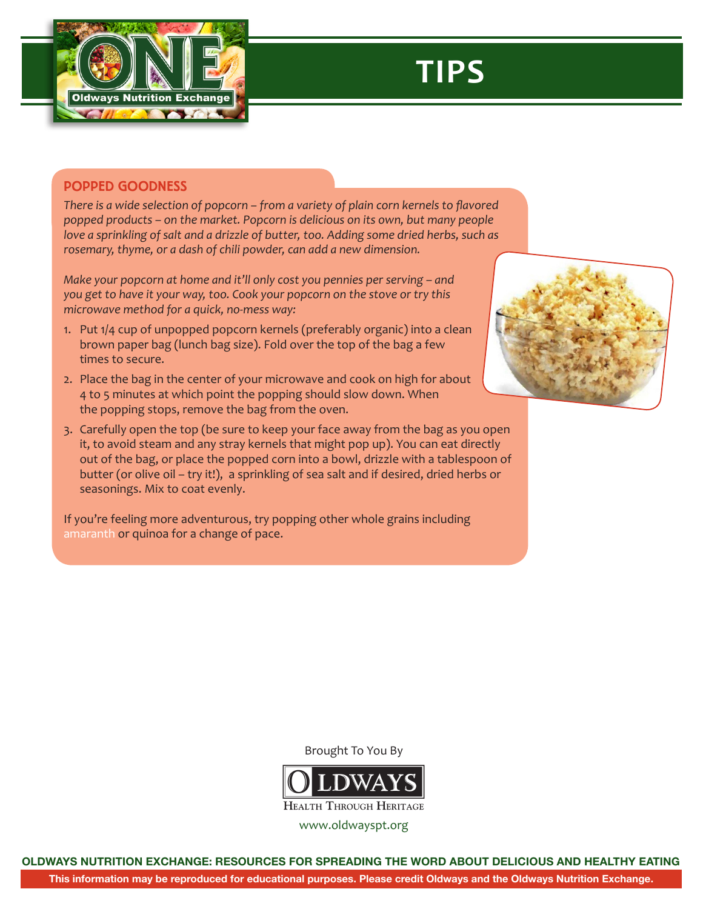# TIPS

## POPPED GOODNESS

*There is a wide selection of popcorn – from a variety of plain corn kernels to flavored popped products – on the market. Popcorn is delicious on its own, but many people love a sprinkling of salt and a drizzle of butter, too. Adding some dried herbs, such as rosemary, thyme, or a dash of chili powder, can add a new dimension.*

*Make your popcorn at home and it'll only cost you pennies per serving – and you get to have it your way, too. Cook your popcorn on the stove or try this microwave method for a quick, no-mess way:*

1. Put 1/4 cup of unpopped popcorn kernels (preferably organic) into a clean brown paper bag (lunch bag size). Fold over the top of the bag a few times to secure.
2. Place the bag in the center of your microwave and cook on high for about 4 to 5 minutes at which point the popping should slow down. When the popping stops, remove the bag from the oven.
3. Carefully open the top (be sure to keep your face away from the bag as you open it, to avoid steam and any stray kernels that might pop up). You can eat directly out of the bag, or place the popped corn into a bowl, drizzle with a tablespoon of butter (or olive oil – try it!), a sprinkling of sea salt and if desired, dried herbs or seasonings. Mix to coat evenly.

If you're feeling more adventurous, try popping other whole grains including amaranth or quinoa for a change of pace.

Brought To You By

OLDWAYS
HEALTH THROUGH HERITAGE
www.oldwayspt.org

**OLDWAYS NUTRITION EXCHANGE: RESOURCES FOR SPREADING THE WORD ABOUT DELICIOUS AND HEALTHY EATING**

**This information may be reproduced for educational purposes. Please credit Oldways and the Oldways Nutrition Exchange.**